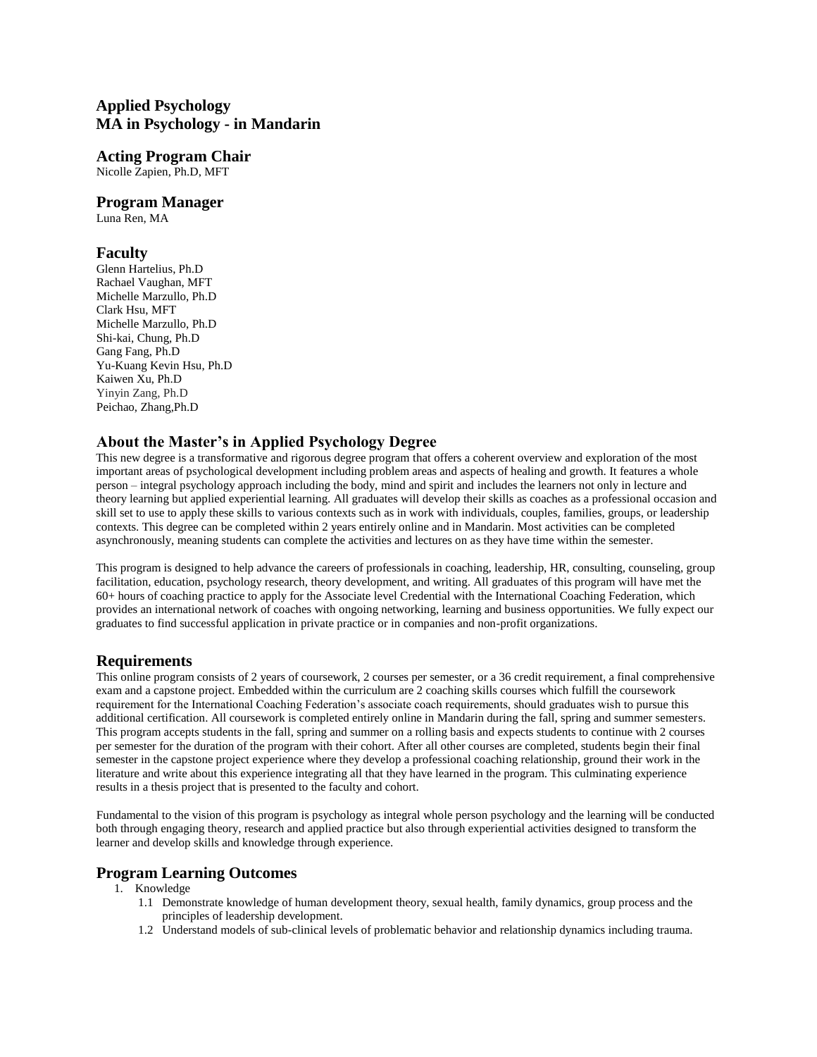# Applied Psychology
# MA in Psychology - in Mandarin

## Acting Program Chair

Nicolle Zapien, Ph.D, MFT

## Program Manager

Luna Ren, MA

## Faculty

Glenn Hartelius, Ph.D
Rachael Vaughan, MFT
Michelle Marzullo, Ph.D
Clark Hsu, MFT
Michelle Marzullo, Ph.D
Shi-kai, Chung, Ph.D
Gang Fang, Ph.D
Yu-Kuang Kevin Hsu, Ph.D
Kaiwen Xu, Ph.D
Yinyin Zang, Ph.D
Peichao, Zhang,Ph.D

## About the Master's in Applied Psychology Degree

This new degree is a transformative and rigorous degree program that offers a coherent overview and exploration of the most important areas of psychological development including problem areas and aspects of healing and growth. It features a whole person – integral psychology approach including the body, mind and spirit and includes the learners not only in lecture and theory learning but applied experiential learning. All graduates will develop their skills as coaches as a professional occasion and skill set to use to apply these skills to various contexts such as in work with individuals, couples, families, groups, or leadership contexts. This degree can be completed within 2 years entirely online and in Mandarin. Most activities can be completed asynchronously, meaning students can complete the activities and lectures on as they have time within the semester.

This program is designed to help advance the careers of professionals in coaching, leadership, HR, consulting, counseling, group facilitation, education, psychology research, theory development, and writing. All graduates of this program will have met the 60+ hours of coaching practice to apply for the Associate level Credential with the International Coaching Federation, which provides an international network of coaches with ongoing networking, learning and business opportunities. We fully expect our graduates to find successful application in private practice or in companies and non-profit organizations.

## Requirements

This online program consists of 2 years of coursework, 2 courses per semester, or a 36 credit requirement, a final comprehensive exam and a capstone project. Embedded within the curriculum are 2 coaching skills courses which fulfill the coursework requirement for the International Coaching Federation's associate coach requirements, should graduates wish to pursue this additional certification. All coursework is completed entirely online in Mandarin during the fall, spring and summer semesters. This program accepts students in the fall, spring and summer on a rolling basis and expects students to continue with 2 courses per semester for the duration of the program with their cohort. After all other courses are completed, students begin their final semester in the capstone project experience where they develop a professional coaching relationship, ground their work in the literature and write about this experience integrating all that they have learned in the program. This culminating experience results in a thesis project that is presented to the faculty and cohort.

Fundamental to the vision of this program is psychology as integral whole person psychology and the learning will be conducted both through engaging theory, research and applied practice but also through experiential activities designed to transform the learner and develop skills and knowledge through experience.

## Program Learning Outcomes

1. Knowledge
   - 1.1 Demonstrate knowledge of human development theory, sexual health, family dynamics, group process and the principles of leadership development.
   - 1.2 Understand models of sub-clinical levels of problematic behavior and relationship dynamics including trauma.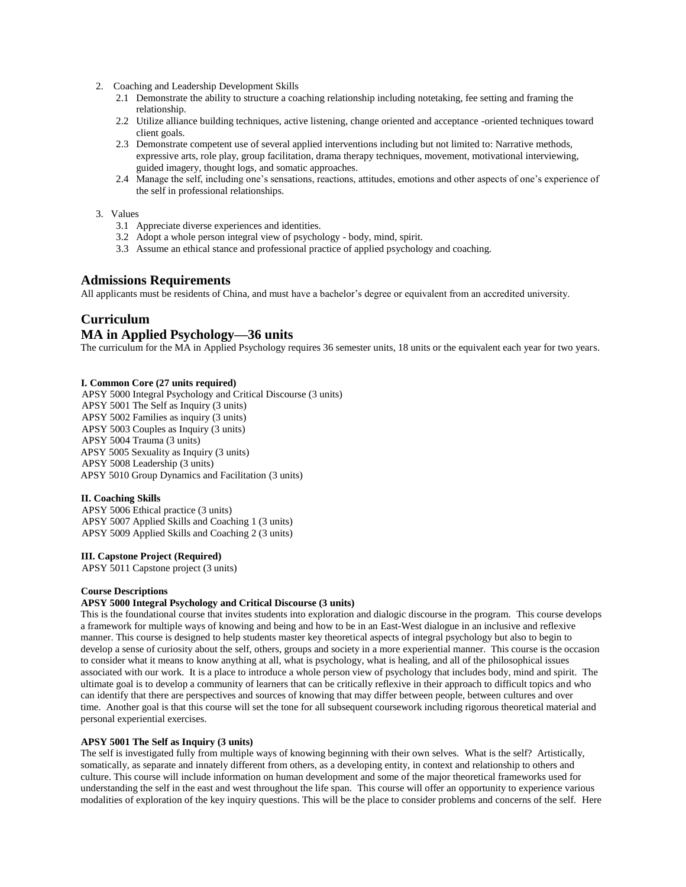2. Coaching and Leadership Development Skills
    2.1 Demonstrate the ability to structure a coaching relationship including notetaking, fee setting and framing the relationship.
    2.2 Utilize alliance building techniques, active listening, change oriented and acceptance -oriented techniques toward client goals.
    2.3 Demonstrate competent use of several applied interventions including but not limited to: Narrative methods, expressive arts, role play, group facilitation, drama therapy techniques, movement, motivational interviewing, guided imagery, thought logs, and somatic approaches.
    2.4 Manage the self, including one's sensations, reactions, attitudes, emotions and other aspects of one's experience of the self in professional relationships.

3. Values
    3.1 Appreciate diverse experiences and identities.
    3.2 Adopt a whole person integral view of psychology - body, mind, spirit.
    3.3 Assume an ethical stance and professional practice of applied psychology and coaching.

## Admissions Requirements

All applicants must be residents of China, and must have a bachelor's degree or equivalent from an accredited university.

## Curriculum

## MA in Applied Psychology—36 units

The curriculum for the MA in Applied Psychology requires 36 semester units, 18 units or the equivalent each year for two years.

**I. Common Core (27 units required)**

APSY 5000 Integral Psychology and Critical Discourse (3 units)
APSY 5001 The Self as Inquiry (3 units)
APSY 5002 Families as inquiry (3 units)
APSY 5003 Couples as Inquiry (3 units)
APSY 5004 Trauma (3 units)
APSY 5005 Sexuality as Inquiry (3 units)
APSY 5008 Leadership (3 units)
APSY 5010 Group Dynamics and Facilitation (3 units)

**II. Coaching Skills**

APSY 5006 Ethical practice (3 units)
APSY 5007 Applied Skills and Coaching 1 (3 units)
APSY 5009 Applied Skills and Coaching 2 (3 units)

**III. Capstone Project (Required)**

APSY 5011 Capstone project (3 units)

**Course Descriptions**

**APSY 5000 Integral Psychology and Critical Discourse (3 units)**

This is the foundational course that invites students into exploration and dialogic discourse in the program. This course develops a framework for multiple ways of knowing and being and how to be in an East-West dialogue in an inclusive and reflexive manner. This course is designed to help students master key theoretical aspects of integral psychology but also to begin to develop a sense of curiosity about the self, others, groups and society in a more experiential manner. This course is the occasion to consider what it means to know anything at all, what is psychology, what is healing, and all of the philosophical issues associated with our work. It is a place to introduce a whole person view of psychology that includes body, mind and spirit. The ultimate goal is to develop a community of learners that can be critically reflexive in their approach to difficult topics and who can identify that there are perspectives and sources of knowing that may differ between people, between cultures and over time. Another goal is that this course will set the tone for all subsequent coursework including rigorous theoretical material and personal experiential exercises.

**APSY 5001 The Self as Inquiry (3 units)**

The self is investigated fully from multiple ways of knowing beginning with their own selves. What is the self? Artistically, somatically, as separate and innately different from others, as a developing entity, in context and relationship to others and culture. This course will include information on human development and some of the major theoretical frameworks used for understanding the self in the east and west throughout the life span. This course will offer an opportunity to experience various modalities of exploration of the key inquiry questions. This will be the place to consider problems and concerns of the self. Here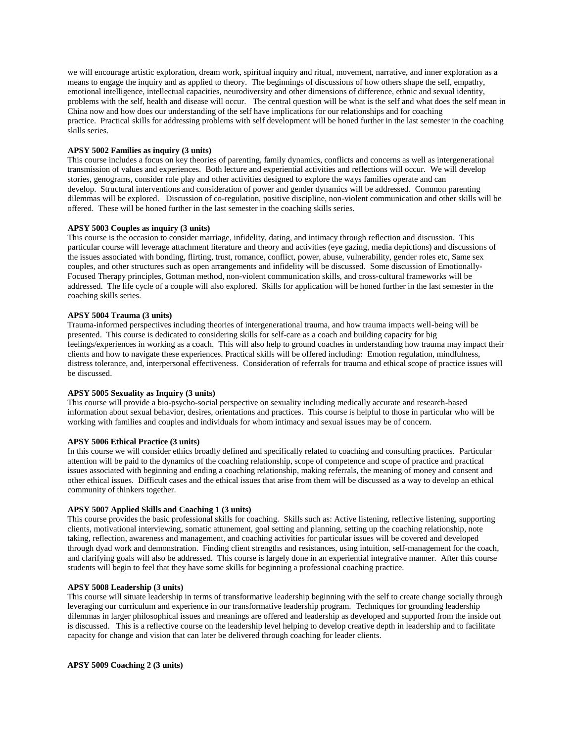we will encourage artistic exploration, dream work, spiritual inquiry and ritual, movement, narrative, and inner exploration as a means to engage the inquiry and as applied to theory. The beginnings of discussions of how others shape the self, empathy, emotional intelligence, intellectual capacities, neurodiversity and other dimensions of difference, ethnic and sexual identity, problems with the self, health and disease will occur. The central question will be what is the self and what does the self mean in China now and how does our understanding of the self have implications for our relationships and for coaching practice. Practical skills for addressing problems with self development will be honed further in the last semester in the coaching skills series.

**APSY 5002 Families as inquiry (3 units)**
This course includes a focus on key theories of parenting, family dynamics, conflicts and concerns as well as intergenerational transmission of values and experiences. Both lecture and experiential activities and reflections will occur. We will develop stories, genograms, consider role play and other activities designed to explore the ways families operate and can develop. Structural interventions and consideration of power and gender dynamics will be addressed. Common parenting dilemmas will be explored. Discussion of co-regulation, positive discipline, non-violent communication and other skills will be offered. These will be honed further in the last semester in the coaching skills series.

**APSY 5003 Couples as inquiry (3 units)**
This course is the occasion to consider marriage, infidelity, dating, and intimacy through reflection and discussion. This particular course will leverage attachment literature and theory and activities (eye gazing, media depictions) and discussions of the issues associated with bonding, flirting, trust, romance, conflict, power, abuse, vulnerability, gender roles etc, Same sex couples, and other structures such as open arrangements and infidelity will be discussed. Some discussion of Emotionally-Focused Therapy principles, Gottman method, non-violent communication skills, and cross-cultural frameworks will be addressed. The life cycle of a couple will also explored. Skills for application will be honed further in the last semester in the coaching skills series.

**APSY 5004 Trauma (3 units)**
Trauma-informed perspectives including theories of intergenerational trauma, and how trauma impacts well-being will be presented. This course is dedicated to considering skills for self-care as a coach and building capacity for big feelings/experiences in working as a coach. This will also help to ground coaches in understanding how trauma may impact their clients and how to navigate these experiences. Practical skills will be offered including: Emotion regulation, mindfulness, distress tolerance, and, interpersonal effectiveness. Consideration of referrals for trauma and ethical scope of practice issues will be discussed.

**APSY 5005 Sexuality as Inquiry (3 units)**
This course will provide a bio-psycho-social perspective on sexuality including medically accurate and research-based information about sexual behavior, desires, orientations and practices. This course is helpful to those in particular who will be working with families and couples and individuals for whom intimacy and sexual issues may be of concern.

**APSY 5006 Ethical Practice (3 units)**
In this course we will consider ethics broadly defined and specifically related to coaching and consulting practices. Particular attention will be paid to the dynamics of the coaching relationship, scope of competence and scope of practice and practical issues associated with beginning and ending a coaching relationship, making referrals, the meaning of money and consent and other ethical issues. Difficult cases and the ethical issues that arise from them will be discussed as a way to develop an ethical community of thinkers together.

**APSY 5007 Applied Skills and Coaching 1 (3 units)**
This course provides the basic professional skills for coaching. Skills such as: Active listening, reflective listening, supporting clients, motivational interviewing, somatic attunement, goal setting and planning, setting up the coaching relationship, note taking, reflection, awareness and management, and coaching activities for particular issues will be covered and developed through dyad work and demonstration. Finding client strengths and resistances, using intuition, self-management for the coach, and clarifying goals will also be addressed. This course is largely done in an experiential integrative manner. After this course students will begin to feel that they have some skills for beginning a professional coaching practice.

**APSY 5008 Leadership (3 units)**
This course will situate leadership in terms of transformative leadership beginning with the self to create change socially through leveraging our curriculum and experience in our transformative leadership program. Techniques for grounding leadership dilemmas in larger philosophical issues and meanings are offered and leadership as developed and supported from the inside out is discussed. This is a reflective course on the leadership level helping to develop creative depth in leadership and to facilitate capacity for change and vision that can later be delivered through coaching for leader clients.

**APSY 5009 Coaching 2 (3 units)**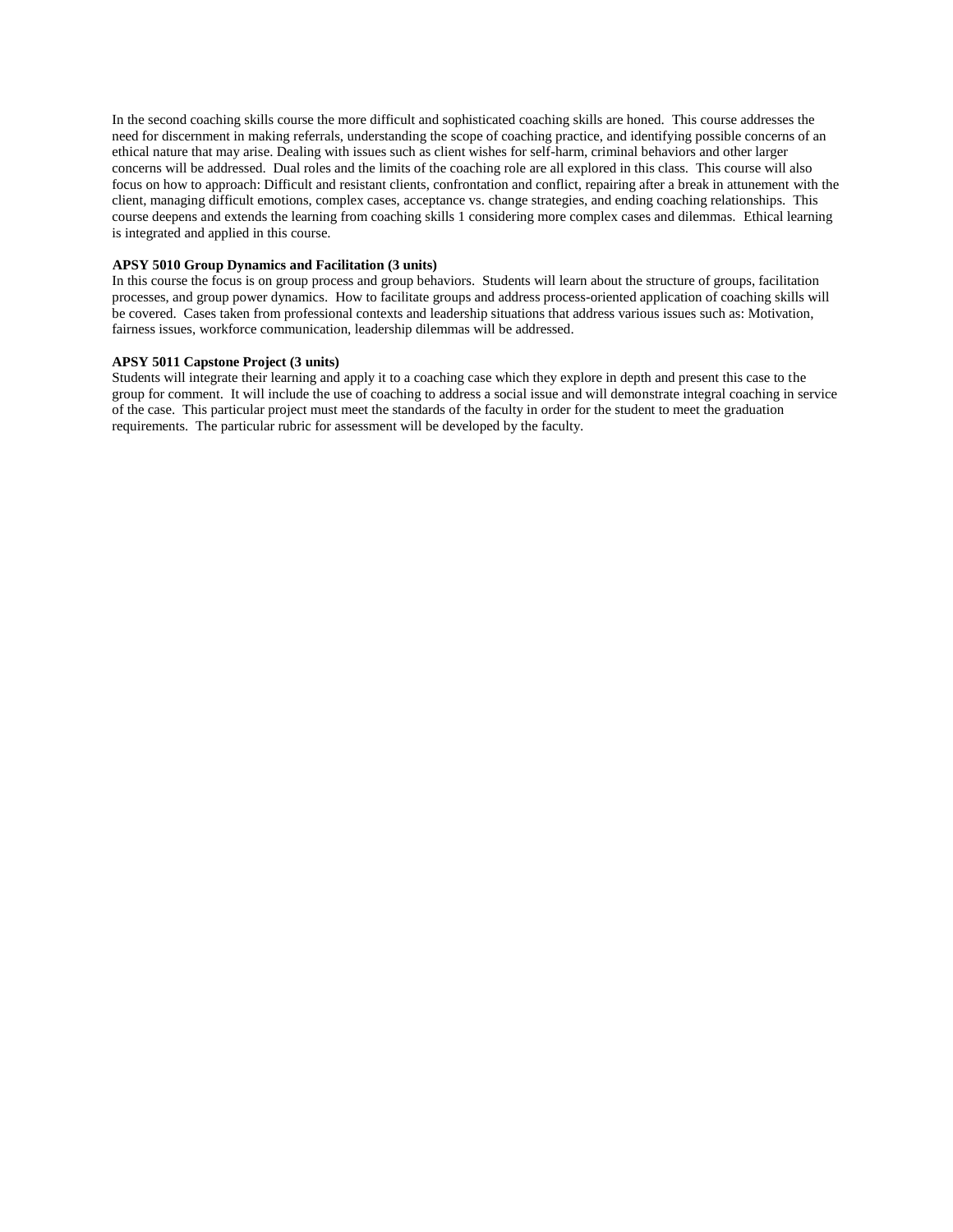In the second coaching skills course the more difficult and sophisticated coaching skills are honed. This course addresses the need for discernment in making referrals, understanding the scope of coaching practice, and identifying possible concerns of an ethical nature that may arise. Dealing with issues such as client wishes for self-harm, criminal behaviors and other larger concerns will be addressed. Dual roles and the limits of the coaching role are all explored in this class. This course will also focus on how to approach: Difficult and resistant clients, confrontation and conflict, repairing after a break in attunement with the client, managing difficult emotions, complex cases, acceptance vs. change strategies, and ending coaching relationships. This course deepens and extends the learning from coaching skills 1 considering more complex cases and dilemmas. Ethical learning is integrated and applied in this course.

**APSY 5010 Group Dynamics and Facilitation (3 units)**
In this course the focus is on group process and group behaviors. Students will learn about the structure of groups, facilitation processes, and group power dynamics. How to facilitate groups and address process-oriented application of coaching skills will be covered. Cases taken from professional contexts and leadership situations that address various issues such as: Motivation, fairness issues, workforce communication, leadership dilemmas will be addressed.

**APSY 5011 Capstone Project (3 units)**
Students will integrate their learning and apply it to a coaching case which they explore in depth and present this case to the group for comment. It will include the use of coaching to address a social issue and will demonstrate integral coaching in service of the case. This particular project must meet the standards of the faculty in order for the student to meet the graduation requirements. The particular rubric for assessment will be developed by the faculty.